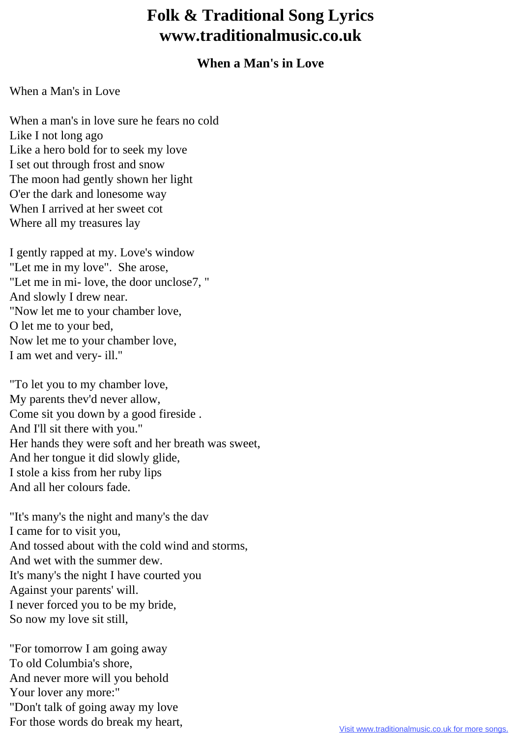# Folk & Traditional Song Lyrics
# www.traditionalmusic.co.uk

### When a Man's in Love

When a Man's in Love

When a man's in love sure he fears no cold
Like I not long ago
Like a hero bold for to seek my love
I set out through frost and snow
The moon had gently shown her light
O'er the dark and lonesome way
When I arrived at her sweet cot
Where all my treasures lay

I gently rapped at my. Love's window
"Let me in my love". She arose,
"Let me in mi- love, the door unclose7, "
And slowly I drew near.
"Now let me to your chamber love,
O let me to your bed,
Now let me to your chamber love,
I am wet and very- ill."

"To let you to my chamber love,
My parents thev'd never allow,
Come sit you down by a good fireside .
And I'll sit there with you."
Her hands they were soft and her breath was sweet,
And her tongue it did slowly glide,
I stole a kiss from her ruby lips
And all her colours fade.

"It's many's the night and many's the dav
I came for to visit you,
And tossed about with the cold wind and storms,
And wet with the summer dew.
It's many's the night I have courted you
Against your parents' will.
I never forced you to be my bride,
So now my love sit still,

"For tomorrow I am going away
To old Columbia's shore,
And never more will you behold
Your lover any more:"
"Don't talk of going away my love
For those words do break my heart,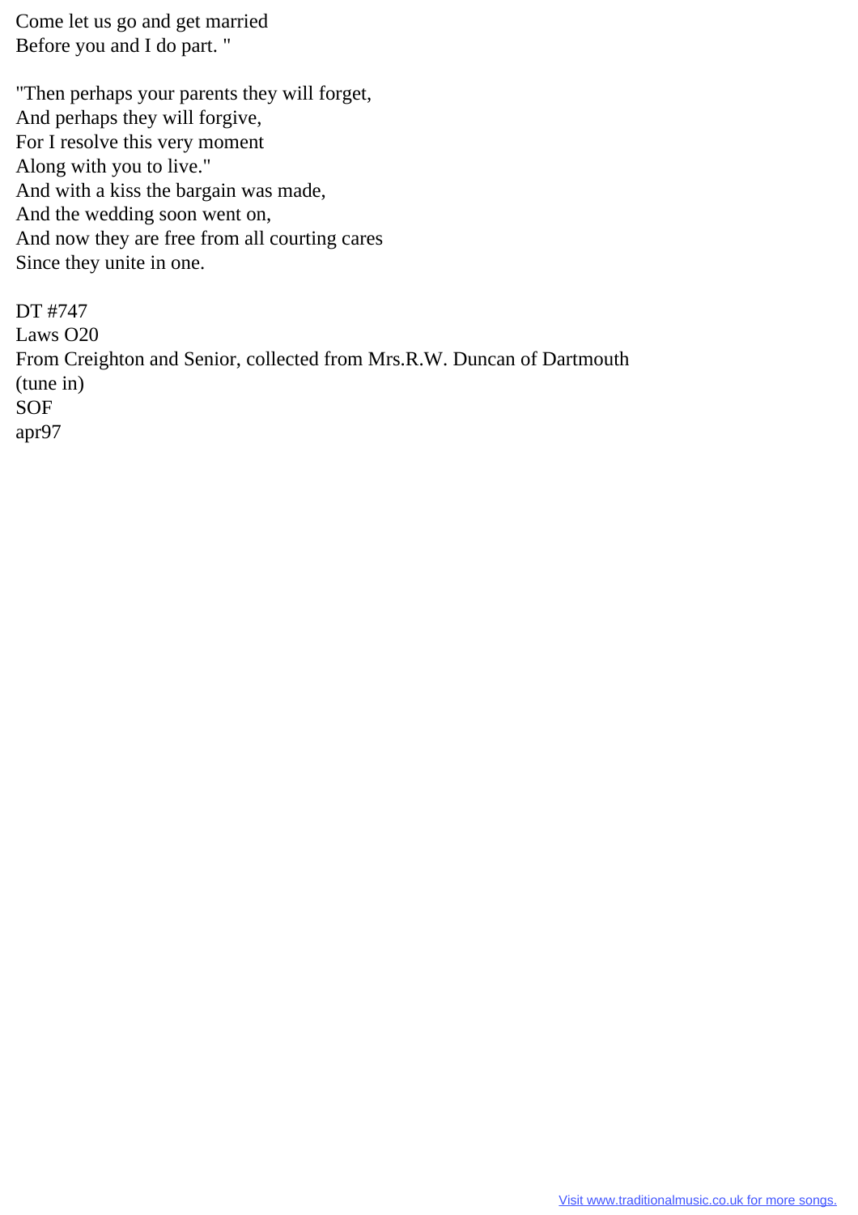Come let us go and get married
Before you and I do part. "

"Then perhaps your parents they will forget,
And perhaps they will forgive,
For I resolve this very moment
Along with you to live."
And with a kiss the bargain was made,
And the wedding soon went on,
And now they are free from all courting cares
Since they unite in one.

DT #747
Laws O20
From Creighton and Senior, collected from Mrs.R.W. Duncan of Dartmouth
(tune in)
SOF
apr97